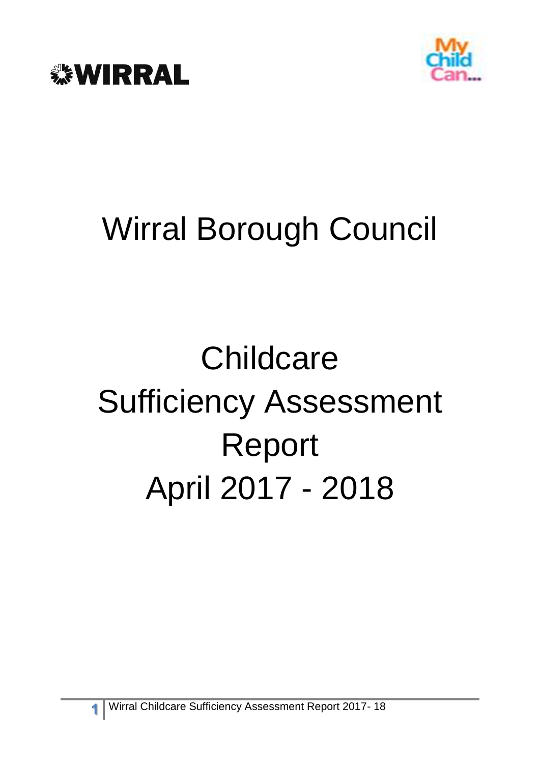WIRRAL

My Child Can...

# Wirral Borough Council

# Childcare Sufficiency Assessment Report April 2017 - 2018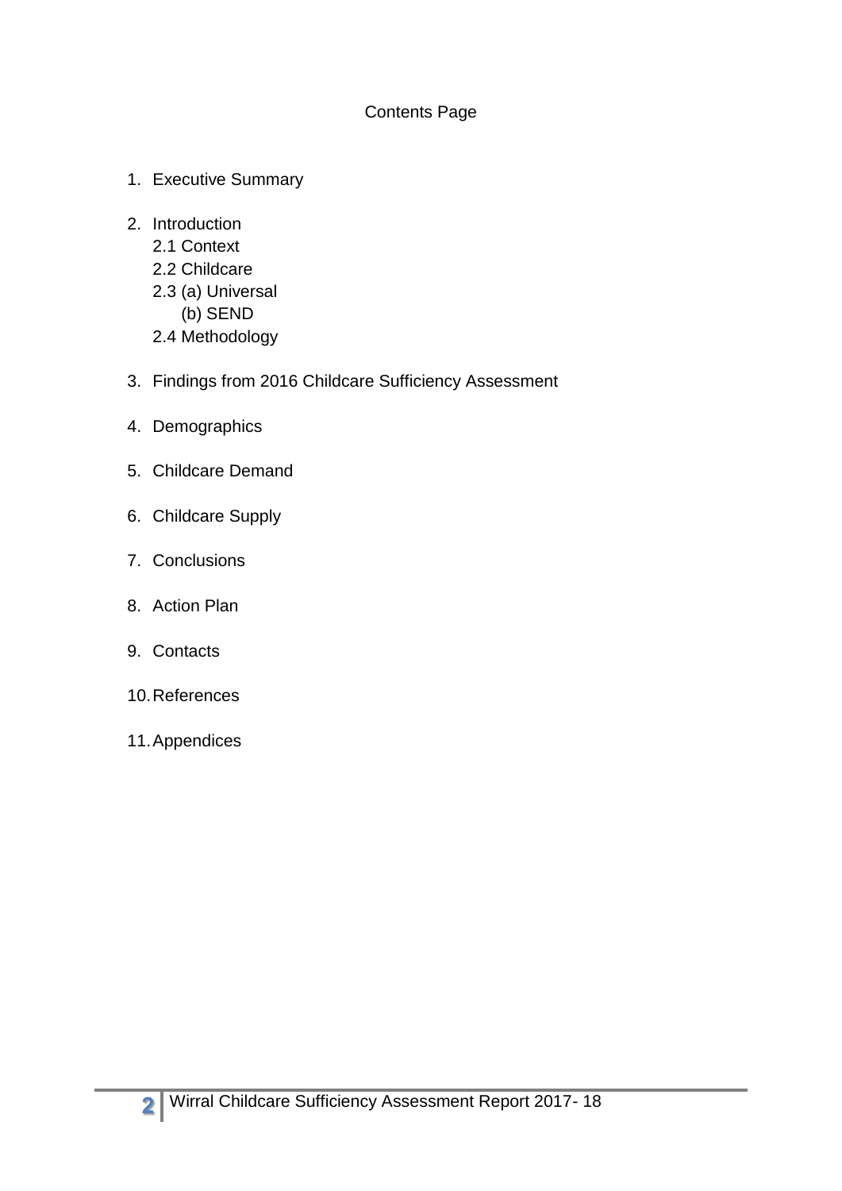# Contents Page

1. Executive Summary

2. Introduction
   - 2.1 Context
   - 2.2 Childcare
   - 2.3 (a) Universal
     - (b) SEND
   - 2.4 Methodology

3. Findings from 2016 Childcare Sufficiency Assessment

4. Demographics

5. Childcare Demand

6. Childcare Supply

7. Conclusions

8. Action Plan

9. Contacts

10. References

11. Appendices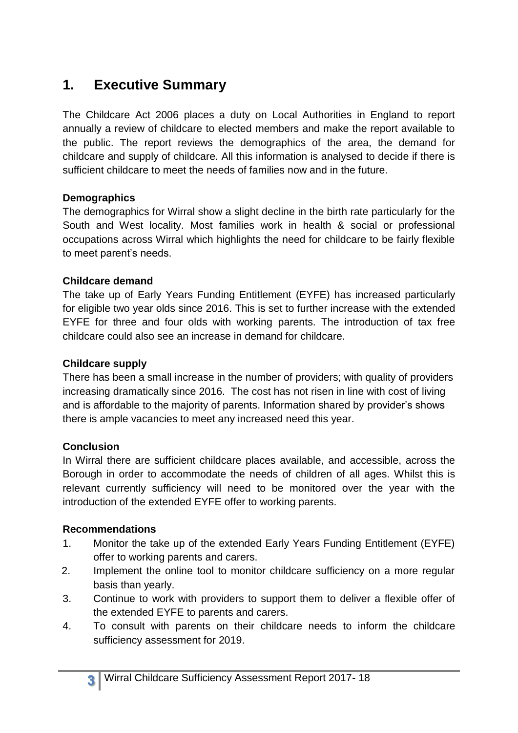## 1. Executive Summary

The Childcare Act 2006 places a duty on Local Authorities in England to report annually a review of childcare to elected members and make the report available to the public. The report reviews the demographics of the area, the demand for childcare and supply of childcare. All this information is analysed to decide if there is sufficient childcare to meet the needs of families now and in the future.

**Demographics**

The demographics for Wirral show a slight decline in the birth rate particularly for the South and West locality. Most families work in health & social or professional occupations across Wirral which highlights the need for childcare to be fairly flexible to meet parent's needs.

**Childcare demand**

The take up of Early Years Funding Entitlement (EYFE) has increased particularly for eligible two year olds since 2016. This is set to further increase with the extended EYFE for three and four olds with working parents. The introduction of tax free childcare could also see an increase in demand for childcare.

**Childcare supply**

There has been a small increase in the number of providers; with quality of providers increasing dramatically since 2016. The cost has not risen in line with cost of living and is affordable to the majority of parents. Information shared by provider's shows there is ample vacancies to meet any increased need this year.

**Conclusion**

In Wirral there are sufficient childcare places available, and accessible, across the Borough in order to accommodate the needs of children of all ages. Whilst this is relevant currently sufficiency will need to be monitored over the year with the introduction of the extended EYFE offer to working parents.

**Recommendations**

1. Monitor the take up of the extended Early Years Funding Entitlement (EYFE) offer to working parents and carers.
2. Implement the online tool to monitor childcare sufficiency on a more regular basis than yearly.
3. Continue to work with providers to support them to deliver a flexible offer of the extended EYFE to parents and carers.
4. To consult with parents on their childcare needs to inform the childcare sufficiency assessment for 2019.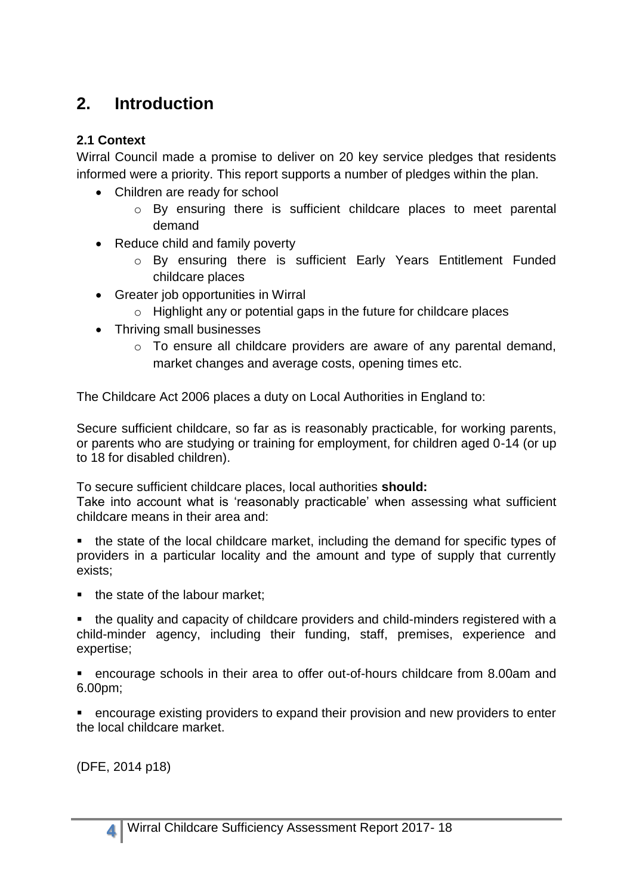## 2. Introduction

### 2.1 Context

Wirral Council made a promise to deliver on 20 key service pledges that residents informed were a priority. This report supports a number of pledges within the plan.

- Children are ready for school
  - By ensuring there is sufficient childcare places to meet parental demand
- Reduce child and family poverty
  - By ensuring there is sufficient Early Years Entitlement Funded childcare places
- Greater job opportunities in Wirral
  - Highlight any or potential gaps in the future for childcare places
- Thriving small businesses
  - To ensure all childcare providers are aware of any parental demand, market changes and average costs, opening times etc.

The Childcare Act 2006 places a duty on Local Authorities in England to:

Secure sufficient childcare, so far as is reasonably practicable, for working parents, or parents who are studying or training for employment, for children aged 0-14 (or up to 18 for disabled children).

To secure sufficient childcare places, local authorities **should:**
Take into account what is 'reasonably practicable' when assessing what sufficient childcare means in their area and:

- the state of the local childcare market, including the demand for specific types of providers in a particular locality and the amount and type of supply that currently exists;
- the state of the labour market;
- the quality and capacity of childcare providers and child-minders registered with a child-minder agency, including their funding, staff, premises, experience and expertise;
- encourage schools in their area to offer out-of-hours childcare from 8.00am and 6.00pm;
- encourage existing providers to expand their provision and new providers to enter the local childcare market.

(DFE, 2014 p18)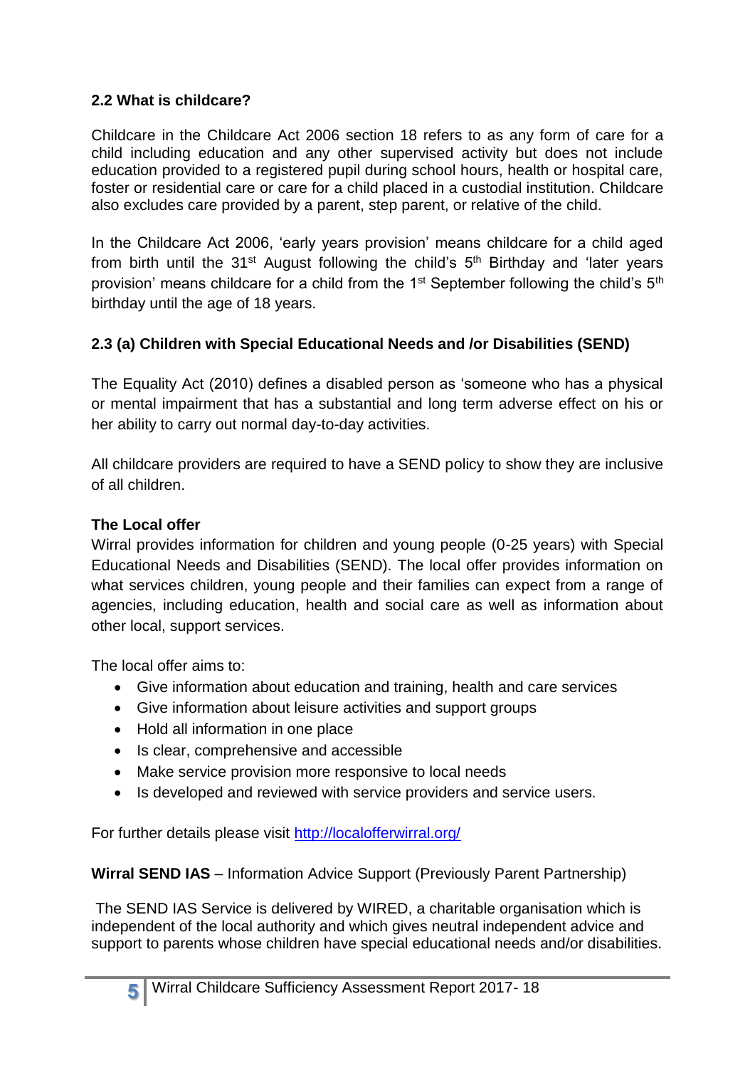### 2.2 What is childcare?

Childcare in the Childcare Act 2006 section 18 refers to as any form of care for a child including education and any other supervised activity but does not include education provided to a registered pupil during school hours, health or hospital care, foster or residential care or care for a child placed in a custodial institution. Childcare also excludes care provided by a parent, step parent, or relative of the child.

In the Childcare Act 2006, 'early years provision' means childcare for a child aged from birth until the 31st August following the child's 5th Birthday and 'later years provision' means childcare for a child from the 1st September following the child's 5th birthday until the age of 18 years.

### 2.3 (a) Children with Special Educational Needs and /or Disabilities (SEND)

The Equality Act (2010) defines a disabled person as 'someone who has a physical or mental impairment that has a substantial and long term adverse effect on his or her ability to carry out normal day-to-day activities.

All childcare providers are required to have a SEND policy to show they are inclusive of all children.

**The Local offer**

Wirral provides information for children and young people (0-25 years) with Special Educational Needs and Disabilities (SEND). The local offer provides information on what services children, young people and their families can expect from a range of agencies, including education, health and social care as well as information about other local, support services.

The local offer aims to:

- Give information about education and training, health and care services
- Give information about leisure activities and support groups
- Hold all information in one place
- Is clear, comprehensive and accessible
- Make service provision more responsive to local needs
- Is developed and reviewed with service providers and service users.

For further details please visit http://localofferwirral.org/

**Wirral SEND IAS** – Information Advice Support (Previously Parent Partnership)

The SEND IAS Service is delivered by WIRED, a charitable organisation which is independent of the local authority and which gives neutral independent advice and support to parents whose children have special educational needs and/or disabilities.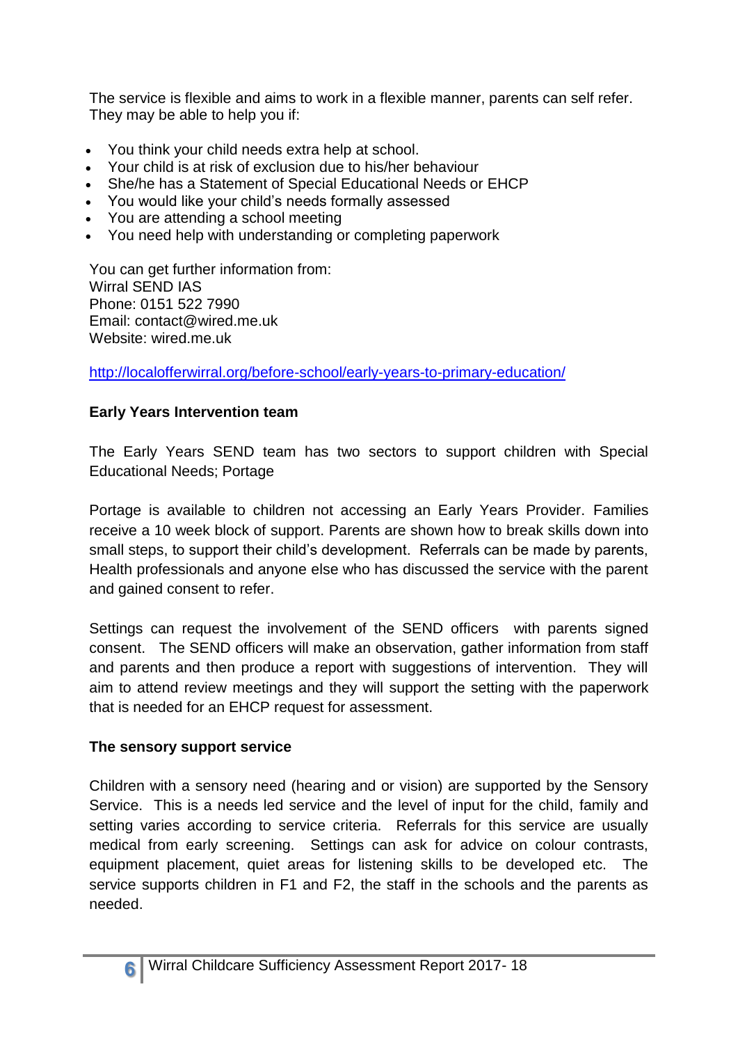The service is flexible and aims to work in a flexible manner, parents can self refer. They may be able to help you if:

- You think your child needs extra help at school.
- Your child is at risk of exclusion due to his/her behaviour
- She/he has a Statement of Special Educational Needs or EHCP
- You would like your child's needs formally assessed
- You are attending a school meeting
- You need help with understanding or completing paperwork

You can get further information from:
Wirral SEND IAS
Phone: 0151 522 7990
Email: contact@wired.me.uk
Website: wired.me.uk

http://localofferwirral.org/before-school/early-years-to-primary-education/

**Early Years Intervention team**

The Early Years SEND team has two sectors to support children with Special Educational Needs; Portage

Portage is available to children not accessing an Early Years Provider. Families receive a 10 week block of support. Parents are shown how to break skills down into small steps, to support their child's development. Referrals can be made by parents, Health professionals and anyone else who has discussed the service with the parent and gained consent to refer.

Settings can request the involvement of the SEND officers with parents signed consent. The SEND officers will make an observation, gather information from staff and parents and then produce a report with suggestions of intervention. They will aim to attend review meetings and they will support the setting with the paperwork that is needed for an EHCP request for assessment.

**The sensory support service**

Children with a sensory need (hearing and or vision) are supported by the Sensory Service. This is a needs led service and the level of input for the child, family and setting varies according to service criteria. Referrals for this service are usually medical from early screening. Settings can ask for advice on colour contrasts, equipment placement, quiet areas for listening skills to be developed etc. The service supports children in F1 and F2, the staff in the schools and the parents as needed.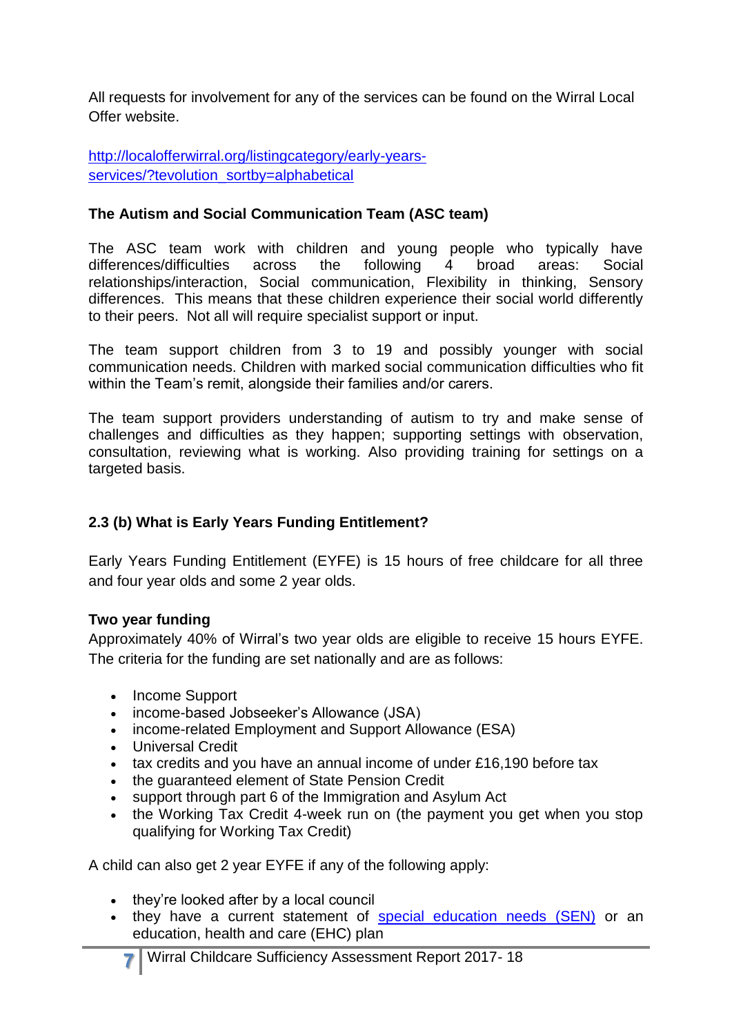All requests for involvement for any of the services can be found on the Wirral Local Offer website.

[http://localofferwirral.org/listingcategory/early-years-services/?tevolution_sortby=alphabetical](http://localofferwirral.org/listingcategory/early-years-services/?tevolution_sortby=alphabetical)

**The Autism and Social Communication Team (ASC team)**

The ASC team work with children and young people who typically have differences/difficulties across the following 4 broad areas: Social relationships/interaction, Social communication, Flexibility in thinking, Sensory differences. This means that these children experience their social world differently to their peers. Not all will require specialist support or input.

The team support children from 3 to 19 and possibly younger with social communication needs. Children with marked social communication difficulties who fit within the Team's remit, alongside their families and/or carers.

The team support providers understanding of autism to try and make sense of challenges and difficulties as they happen; supporting settings with observation, consultation, reviewing what is working. Also providing training for settings on a targeted basis.

### 2.3 (b) What is Early Years Funding Entitlement?

Early Years Funding Entitlement (EYFE) is 15 hours of free childcare for all three and four year olds and some 2 year olds.

**Two year funding**

Approximately 40% of Wirral's two year olds are eligible to receive 15 hours EYFE. The criteria for the funding are set nationally and are as follows:

- Income Support
- income-based Jobseeker's Allowance (JSA)
- income-related Employment and Support Allowance (ESA)
- Universal Credit
- tax credits and you have an annual income of under £16,190 before tax
- the guaranteed element of State Pension Credit
- support through part 6 of the Immigration and Asylum Act
- the Working Tax Credit 4-week run on (the payment you get when you stop qualifying for Working Tax Credit)

A child can also get 2 year EYFE if any of the following apply:

- they're looked after by a local council
- they have a current statement of special education needs (SEN) or an education, health and care (EHC) plan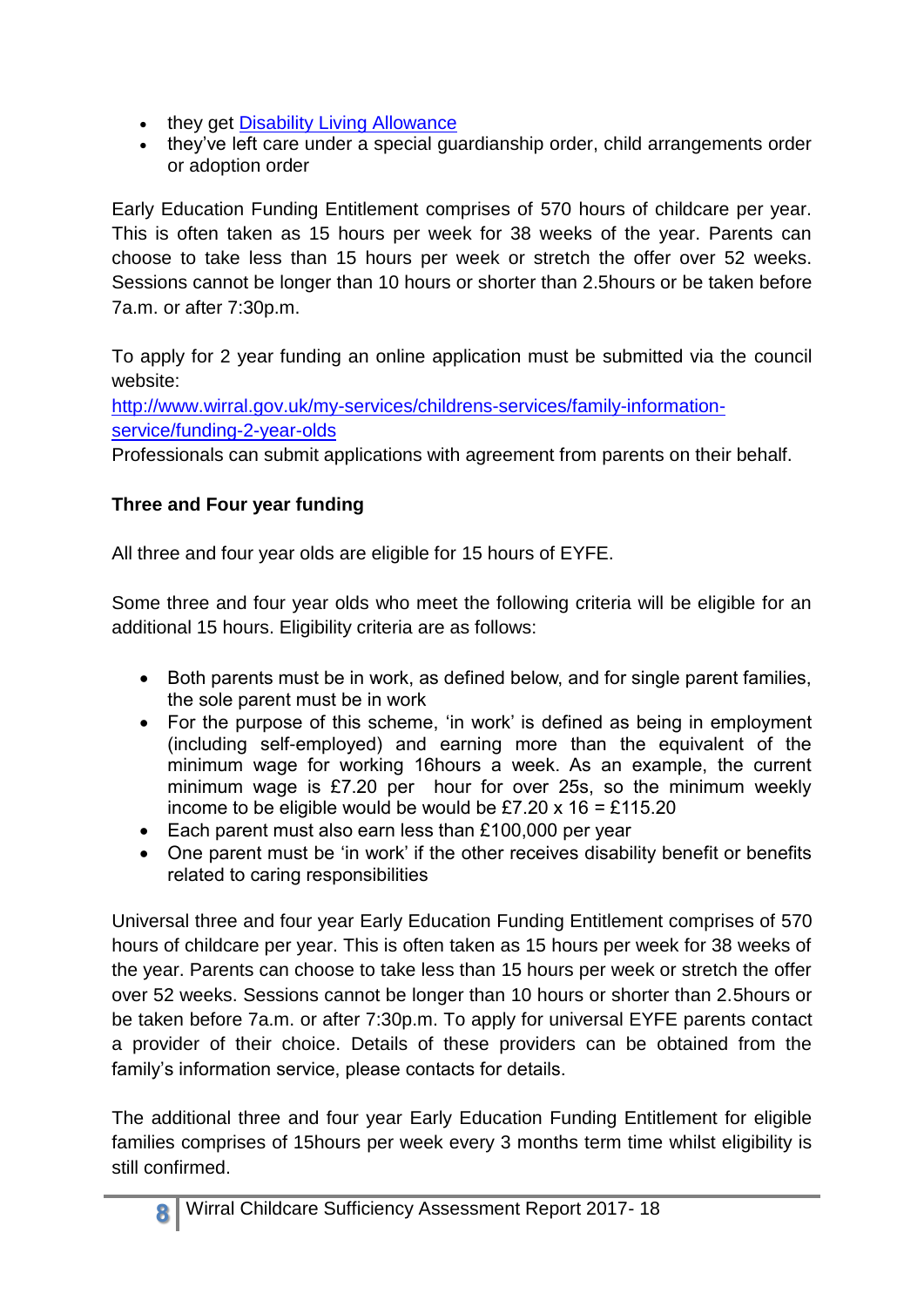- they get [Disability Living Allowance](#)
- they've left care under a special guardianship order, child arrangements order or adoption order

Early Education Funding Entitlement comprises of 570 hours of childcare per year. This is often taken as 15 hours per week for 38 weeks of the year. Parents can choose to take less than 15 hours per week or stretch the offer over 52 weeks. Sessions cannot be longer than 10 hours or shorter than 2.5hours or be taken before 7a.m. or after 7:30p.m.

To apply for 2 year funding an online application must be submitted via the council website:
[http://www.wirral.gov.uk/my-services/childrens-services/family-information-service/funding-2-year-olds](http://www.wirral.gov.uk/my-services/childrens-services/family-information-service/funding-2-year-olds)
Professionals can submit applications with agreement from parents on their behalf.

**Three and Four year funding**

All three and four year olds are eligible for 15 hours of EYFE.

Some three and four year olds who meet the following criteria will be eligible for an additional 15 hours. Eligibility criteria are as follows:

- Both parents must be in work, as defined below, and for single parent families, the sole parent must be in work
- For the purpose of this scheme, 'in work' is defined as being in employment (including self-employed) and earning more than the equivalent of the minimum wage for working 16hours a week. As an example, the current minimum wage is £7.20 per hour for over 25s, so the minimum weekly income to be eligible would be would be £7.20 x 16 = £115.20
- Each parent must also earn less than £100,000 per year
- One parent must be 'in work' if the other receives disability benefit or benefits related to caring responsibilities

Universal three and four year Early Education Funding Entitlement comprises of 570 hours of childcare per year. This is often taken as 15 hours per week for 38 weeks of the year. Parents can choose to take less than 15 hours per week or stretch the offer over 52 weeks. Sessions cannot be longer than 10 hours or shorter than 2.5hours or be taken before 7a.m. or after 7:30p.m. To apply for universal EYFE parents contact a provider of their choice. Details of these providers can be obtained from the family's information service, please contacts for details.

The additional three and four year Early Education Funding Entitlement for eligible families comprises of 15hours per week every 3 months term time whilst eligibility is still confirmed.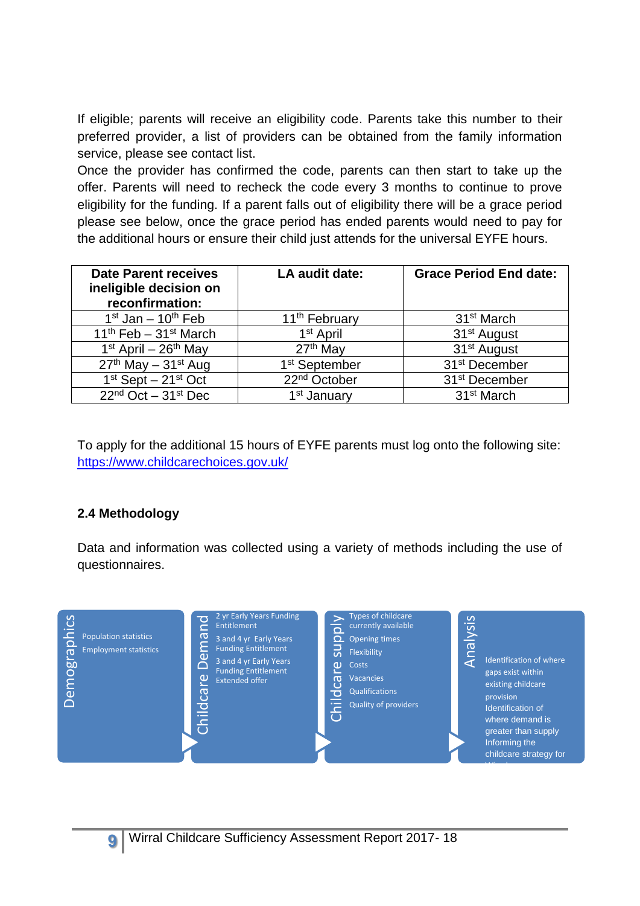If eligible; parents will receive an eligibility code. Parents take this number to their preferred provider, a list of providers can be obtained from the family information service, please see contact list.
Once the provider has confirmed the code, parents can then start to take up the offer. Parents will need to recheck the code every 3 months to continue to prove eligibility for the funding. If a parent falls out of eligibility there will be a grace period please see below, once the grace period has ended parents would need to pay for the additional hours or ensure their child just attends for the universal EYFE hours.

| Date Parent receives ineligible decision on reconfirmation: | LA audit date: | Grace Period End date: |
|---|---|---|
| 1st Jan – 10th Feb | 11th February | 31st March |
| 11th Feb – 31st March | 1st April | 31st August |
| 1st April – 26th May | 27th May | 31st August |
| 27th May – 31st Aug | 1st September | 31st December |
| 1st Sept – 21st Oct | 22nd October | 31st December |
| 22nd Oct – 31st Dec | 1st January | 31st March |

To apply for the additional 15 hours of EYFE parents must log onto the following site: https://www.childcarechoices.gov.uk/

### 2.4 Methodology

Data and information was collected using a variety of methods including the use of questionnaires.

**Demographics**
- Population statistics
- Employment statistics

**Childcare Demand**
- 2 yr Early Years Funding Entitlement
- 3 and 4 yr Early Years Funding Entitlement
- 3 and 4 yr Early Years Funding Entitlement Extended offer

**Childcare supply**
- Types of childcare currently available
- Opening times
- Flexibility
- Costs
- Vacancies
- Qualifications
- Quality of providers

**Analysis**
- Identification of where gaps exist within existing childcare provision
- Identification of where demand is greater than supply
- Informing the childcare strategy for Wirral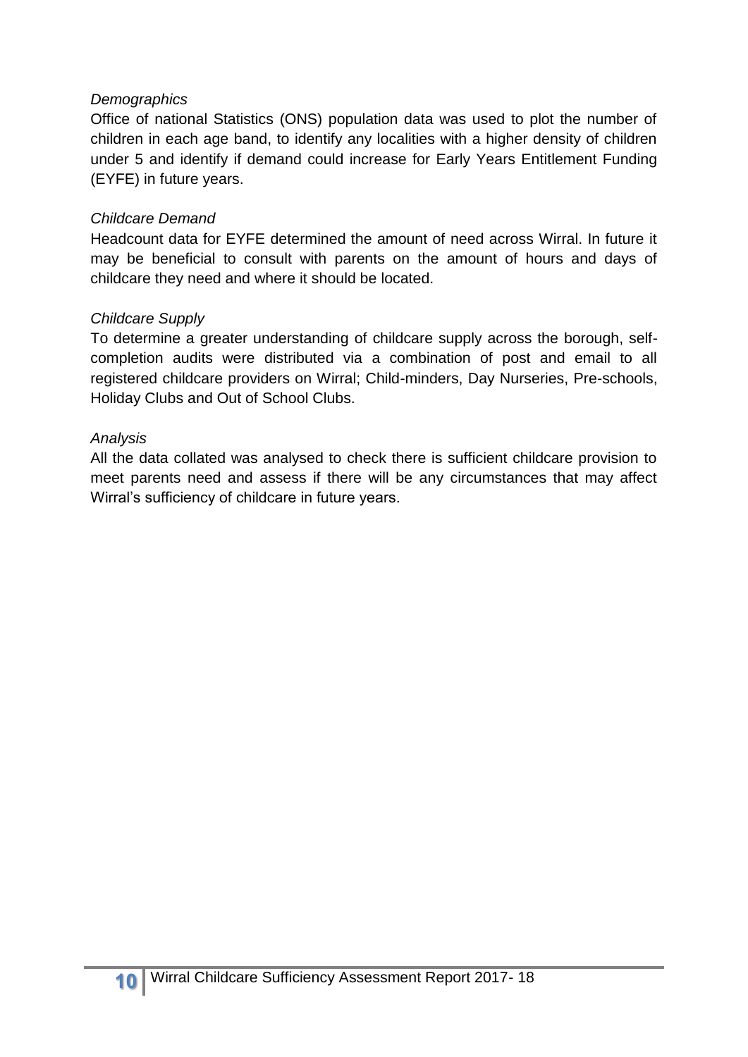*Demographics*

Office of national Statistics (ONS) population data was used to plot the number of children in each age band, to identify any localities with a higher density of children under 5 and identify if demand could increase for Early Years Entitlement Funding (EYFE) in future years.

*Childcare Demand*

Headcount data for EYFE determined the amount of need across Wirral. In future it may be beneficial to consult with parents on the amount of hours and days of childcare they need and where it should be located.

*Childcare Supply*

To determine a greater understanding of childcare supply across the borough, self-completion audits were distributed via a combination of post and email to all registered childcare providers on Wirral; Child-minders, Day Nurseries, Pre-schools, Holiday Clubs and Out of School Clubs.

*Analysis*

All the data collated was analysed to check there is sufficient childcare provision to meet parents need and assess if there will be any circumstances that may affect Wirral's sufficiency of childcare in future years.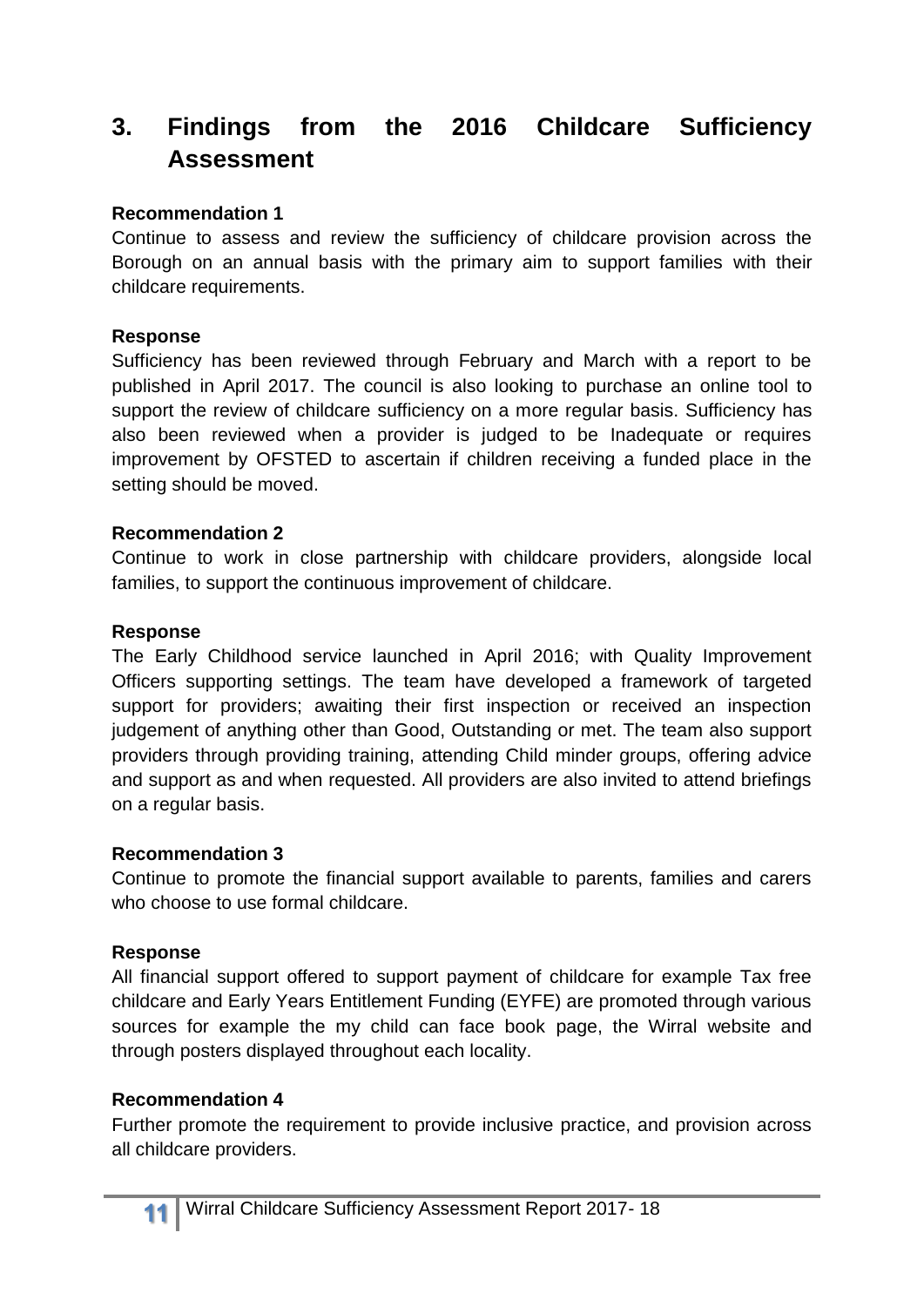# 3. Findings from the 2016 Childcare Sufficiency Assessment

**Recommendation 1**

Continue to assess and review the sufficiency of childcare provision across the Borough on an annual basis with the primary aim to support families with their childcare requirements.

**Response**

Sufficiency has been reviewed through February and March with a report to be published in April 2017. The council is also looking to purchase an online tool to support the review of childcare sufficiency on a more regular basis. Sufficiency has also been reviewed when a provider is judged to be Inadequate or requires improvement by OFSTED to ascertain if children receiving a funded place in the setting should be moved.

**Recommendation 2**

Continue to work in close partnership with childcare providers, alongside local families, to support the continuous improvement of childcare.

**Response**

The Early Childhood service launched in April 2016; with Quality Improvement Officers supporting settings. The team have developed a framework of targeted support for providers; awaiting their first inspection or received an inspection judgement of anything other than Good, Outstanding or met. The team also support providers through providing training, attending Child minder groups, offering advice and support as and when requested. All providers are also invited to attend briefings on a regular basis.

**Recommendation 3**

Continue to promote the financial support available to parents, families and carers who choose to use formal childcare.

**Response**

All financial support offered to support payment of childcare for example Tax free childcare and Early Years Entitlement Funding (EYFE) are promoted through various sources for example the my child can face book page, the Wirral website and through posters displayed throughout each locality.

**Recommendation 4**

Further promote the requirement to provide inclusive practice, and provision across all childcare providers.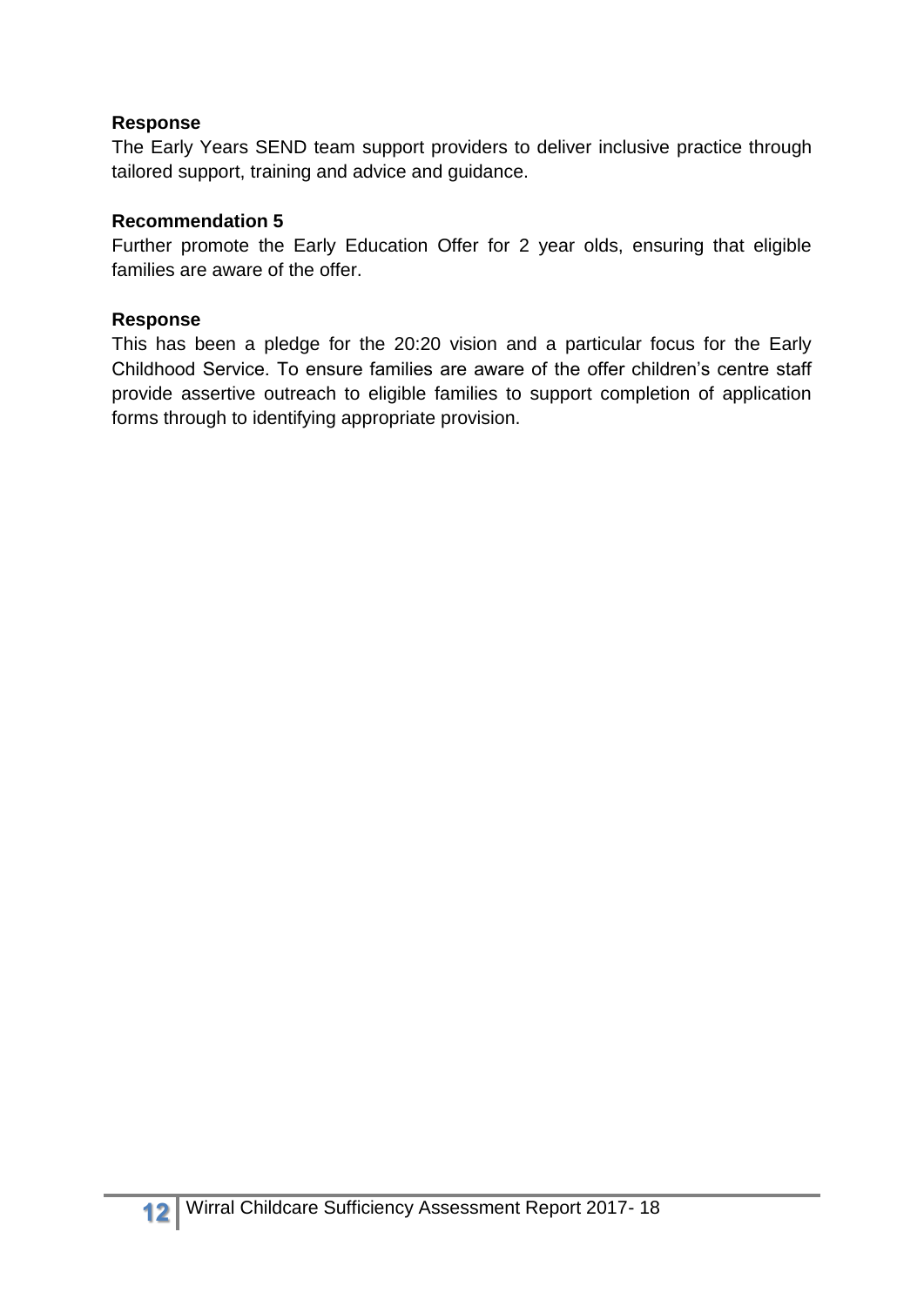**Response**

The Early Years SEND team support providers to deliver inclusive practice through tailored support, training and advice and guidance.

**Recommendation 5**

Further promote the Early Education Offer for 2 year olds, ensuring that eligible families are aware of the offer.

**Response**

This has been a pledge for the 20:20 vision and a particular focus for the Early Childhood Service. To ensure families are aware of the offer children's centre staff provide assertive outreach to eligible families to support completion of application forms through to identifying appropriate provision.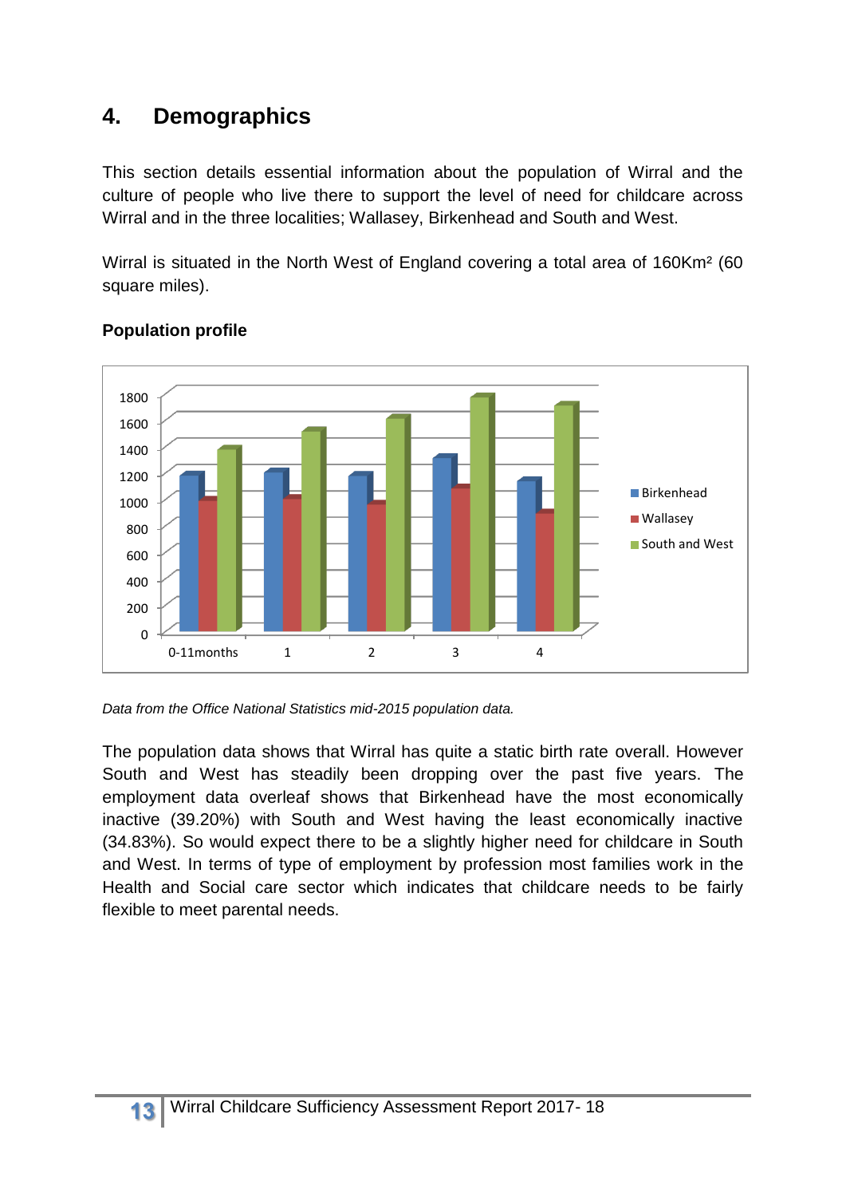## 4. Demographics

This section details essential information about the population of Wirral and the culture of people who live there to support the level of need for childcare across Wirral and in the three localities; Wallasey, Birkenhead and South and West.

Wirral is situated in the North West of England covering a total area of 160Km² (60 square miles).

### Population profile

*Data from the Office National Statistics mid-2015 population data.*

The population data shows that Wirral has quite a static birth rate overall. However South and West has steadily been dropping over the past five years. The employment data overleaf shows that Birkenhead have the most economically inactive (39.20%) with South and West having the least economically inactive (34.83%). So would expect there to be a slightly higher need for childcare in South and West. In terms of type of employment by profession most families work in the Health and Social care sector which indicates that childcare needs to be fairly flexible to meet parental needs.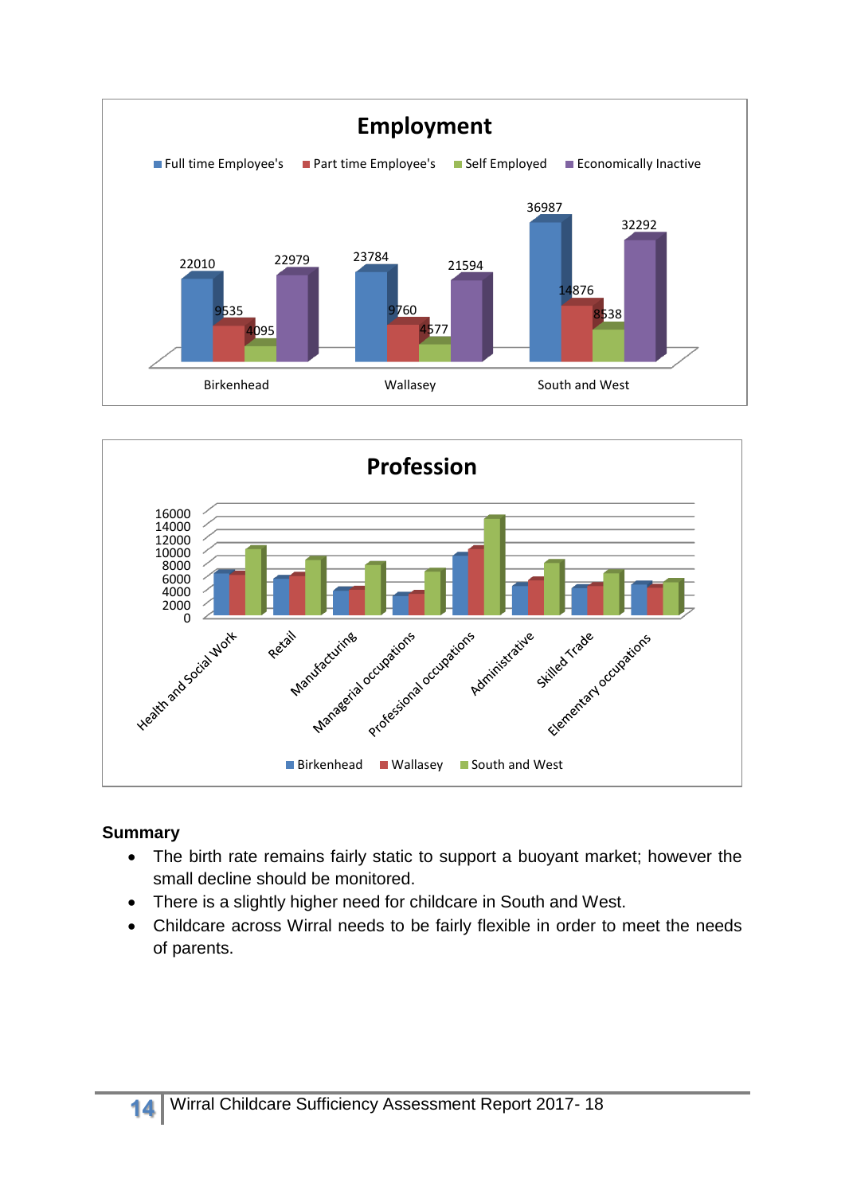## Employment

| | Full time Employee's | Part time Employee's | Self Employed | Economically Inactive |
|---|---|---|---|---|
| Birkenhead | 22010 | 9535 | 4095 | 22979 |
| Wallasey | 23784 | 9760 | 4577 | 21594 |
| South and West | 36987 | 14876 | 8538 | 32292 |

## Profession

Categories: Health and Social Work, Retail, Manufacturing, Managerial occupations, Professional occupations, Administrative, Skilled Trade, Elementary occupations

Series: Birkenhead, Wallasey, South and West

### Summary

- The birth rate remains fairly static to support a buoyant market; however the small decline should be monitored.
- There is a slightly higher need for childcare in South and West.
- Childcare across Wirral needs to be fairly flexible in order to meet the needs of parents.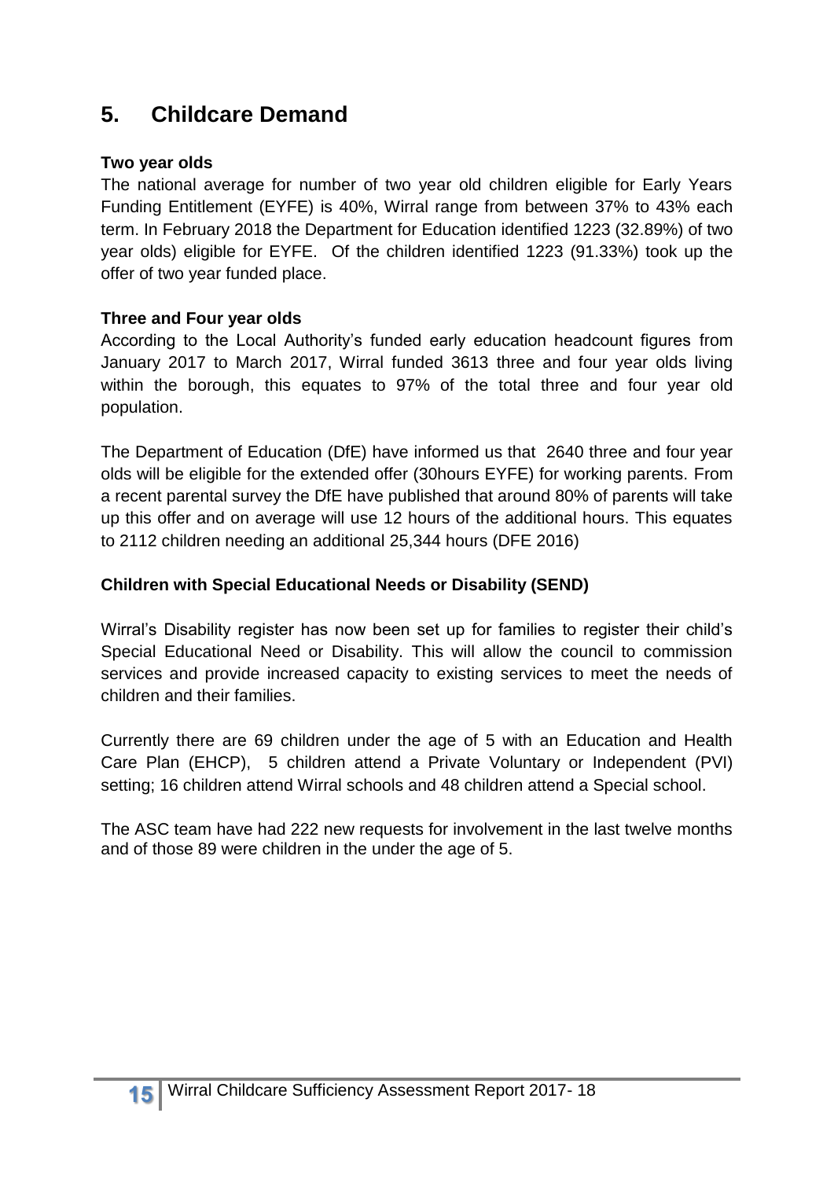## 5. Childcare Demand

**Two year olds**

The national average for number of two year old children eligible for Early Years Funding Entitlement (EYFE) is 40%, Wirral range from between 37% to 43% each term. In February 2018 the Department for Education identified 1223 (32.89%) of two year olds) eligible for EYFE. Of the children identified 1223 (91.33%) took up the offer of two year funded place.

**Three and Four year olds**

According to the Local Authority's funded early education headcount figures from January 2017 to March 2017, Wirral funded 3613 three and four year olds living within the borough, this equates to 97% of the total three and four year old population.

The Department of Education (DfE) have informed us that 2640 three and four year olds will be eligible for the extended offer (30hours EYFE) for working parents. From a recent parental survey the DfE have published that around 80% of parents will take up this offer and on average will use 12 hours of the additional hours. This equates to 2112 children needing an additional 25,344 hours (DFE 2016)

**Children with Special Educational Needs or Disability (SEND)**

Wirral's Disability register has now been set up for families to register their child's Special Educational Need or Disability. This will allow the council to commission services and provide increased capacity to existing services to meet the needs of children and their families.

Currently there are 69 children under the age of 5 with an Education and Health Care Plan (EHCP), 5 children attend a Private Voluntary or Independent (PVI) setting; 16 children attend Wirral schools and 48 children attend a Special school.

The ASC team have had 222 new requests for involvement in the last twelve months and of those 89 were children in the under the age of 5.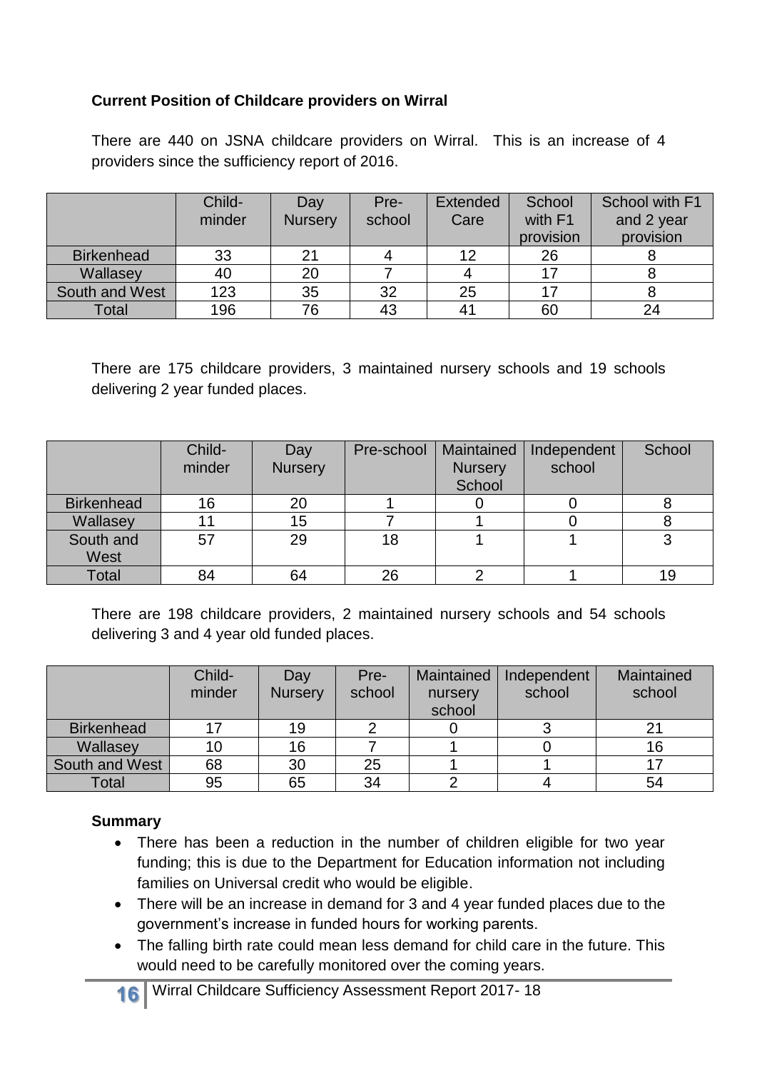**Current Position of Childcare providers on Wirral**

There are 440 on JSNA childcare providers on Wirral. This is an increase of 4 providers since the sufficiency report of 2016.

| | Child-minder | Day Nursery | Pre-school | Extended Care | School with F1 provision | School with F1 and 2 year provision |
|---|---|---|---|---|---|---|
| Birkenhead | 33 | 21 | 4 | 12 | 26 | 8 |
| Wallasey | 40 | 20 | 7 | 4 | 17 | 8 |
| South and West | 123 | 35 | 32 | 25 | 17 | 8 |
| Total | 196 | 76 | 43 | 41 | 60 | 24 |

There are 175 childcare providers, 3 maintained nursery schools and 19 schools delivering 2 year funded places.

| | Child-minder | Day Nursery | Pre-school | Maintained Nursery School | Independent school | School |
|---|---|---|---|---|---|---|
| Birkenhead | 16 | 20 | 1 | 0 | 0 | 8 |
| Wallasey | 11 | 15 | 7 | 1 | 0 | 8 |
| South and West | 57 | 29 | 18 | 1 | 1 | 3 |
| Total | 84 | 64 | 26 | 2 | 1 | 19 |

There are 198 childcare providers, 2 maintained nursery schools and 54 schools delivering 3 and 4 year old funded places.

| | Child-minder | Day Nursery | Pre-school | Maintained nursery school | Independent school | Maintained school |
|---|---|---|---|---|---|---|
| Birkenhead | 17 | 19 | 2 | 0 | 3 | 21 |
| Wallasey | 10 | 16 | 7 | 1 | 0 | 16 |
| South and West | 68 | 30 | 25 | 1 | 1 | 17 |
| Total | 95 | 65 | 34 | 2 | 4 | 54 |

**Summary**

- There has been a reduction in the number of children eligible for two year funding; this is due to the Department for Education information not including families on Universal credit who would be eligible.
- There will be an increase in demand for 3 and 4 year funded places due to the government's increase in funded hours for working parents.
- The falling birth rate could mean less demand for child care in the future. This would need to be carefully monitored over the coming years.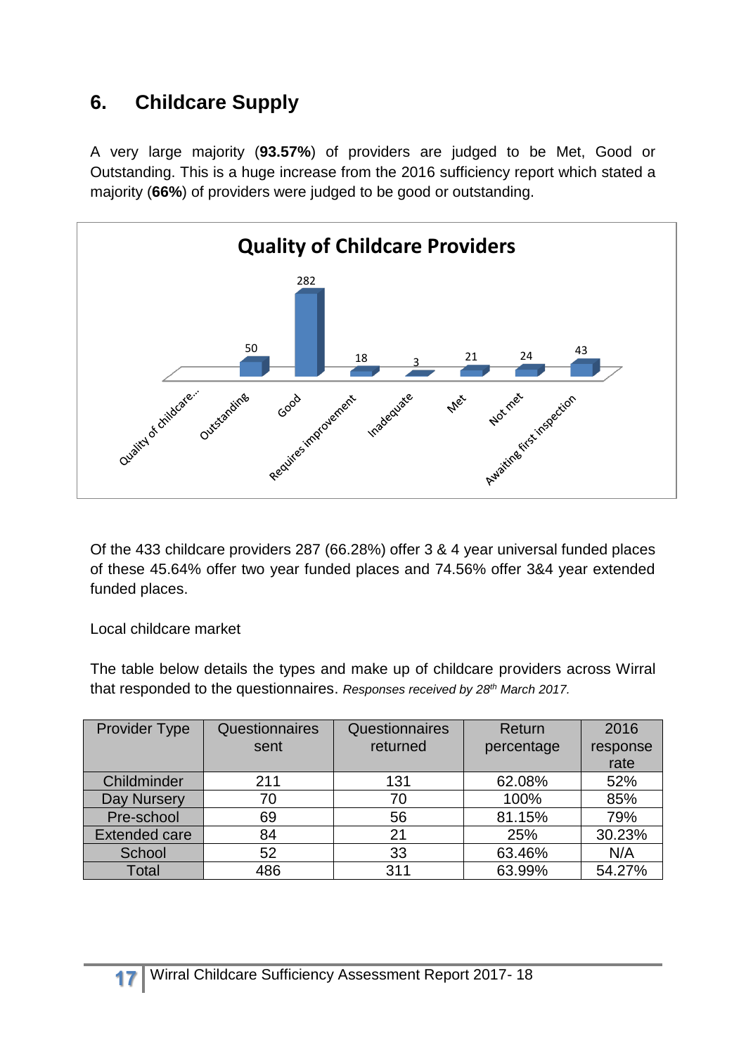## 6. Childcare Supply

A very large majority (**93.57%**) of providers are judged to be Met, Good or Outstanding. This is a huge increase from the 2016 sufficiency report which stated a majority (**66%**) of providers were judged to be good or outstanding.

**Quality of Childcare Providers**

| Quality of childcare... | Outstanding | Good | Requires improvement | Inadequate | Met | Not met | Awaiting first inspection |
|---|---|---|---|---|---|---|---|
| | 50 | 282 | 18 | 3 | 21 | 24 | 43 |

Of the 433 childcare providers 287 (66.28%) offer 3 & 4 year universal funded places of these 45.64% offer two year funded places and 74.56% offer 3&4 year extended funded places.

Local childcare market

The table below details the types and make up of childcare providers across Wirral that responded to the questionnaires. *Responses received by 28th March 2017.*

| Provider Type | Questionnaires sent | Questionnaires returned | Return percentage | 2016 response rate |
|---|---|---|---|---|
| Childminder | 211 | 131 | 62.08% | 52% |
| Day Nursery | 70 | 70 | 100% | 85% |
| Pre-school | 69 | 56 | 81.15% | 79% |
| Extended care | 84 | 21 | 25% | 30.23% |
| School | 52 | 33 | 63.46% | N/A |
| Total | 486 | 311 | 63.99% | 54.27% |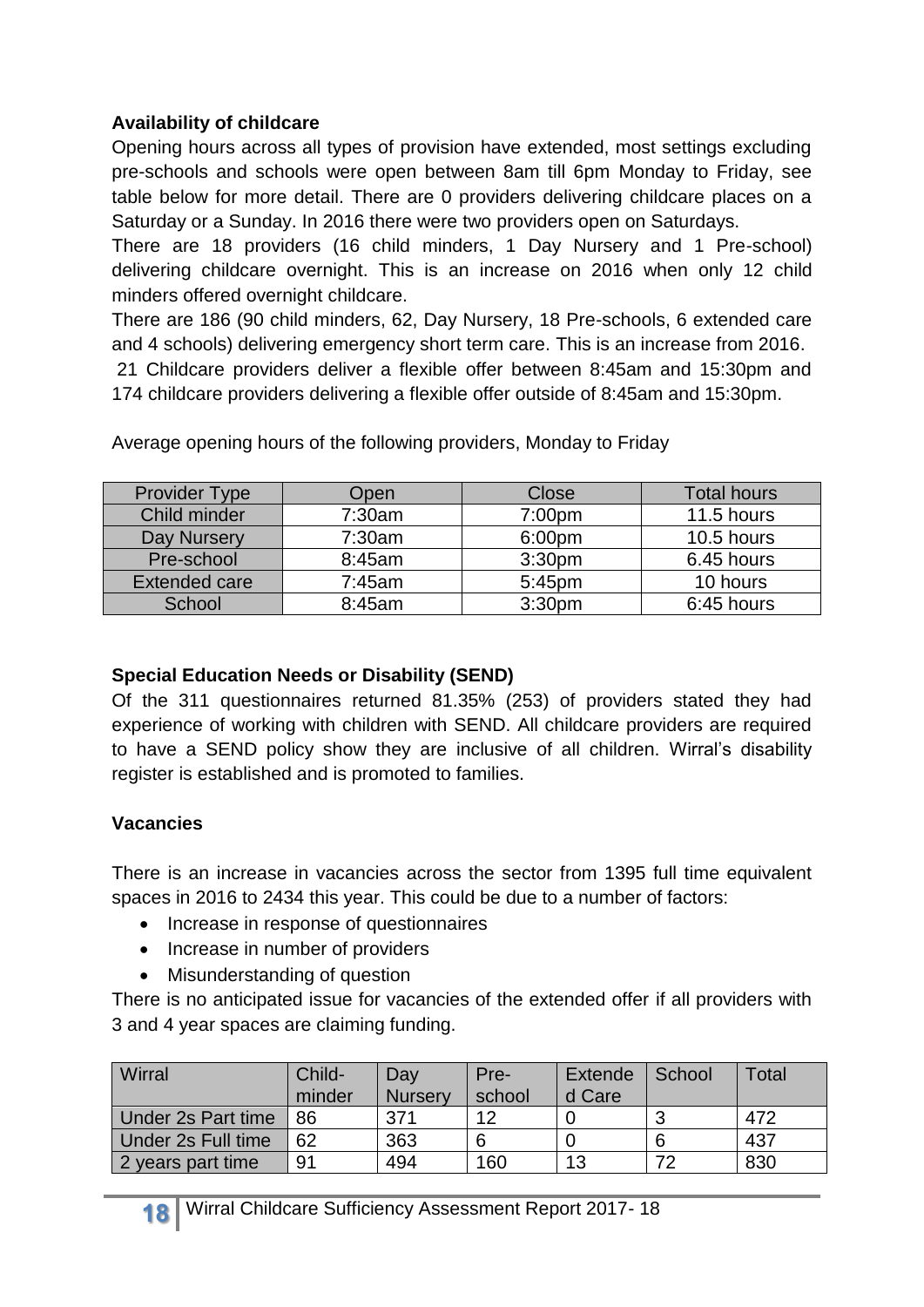**Availability of childcare**

Opening hours across all types of provision have extended, most settings excluding pre-schools and schools were open between 8am till 6pm Monday to Friday, see table below for more detail. There are 0 providers delivering childcare places on a Saturday or a Sunday. In 2016 there were two providers open on Saturdays.

There are 18 providers (16 child minders, 1 Day Nursery and 1 Pre-school) delivering childcare overnight. This is an increase on 2016 when only 12 child minders offered overnight childcare.

There are 186 (90 child minders, 62, Day Nursery, 18 Pre-schools, 6 extended care and 4 schools) delivering emergency short term care. This is an increase from 2016.

21 Childcare providers deliver a flexible offer between 8:45am and 15:30pm and 174 childcare providers delivering a flexible offer outside of 8:45am and 15:30pm.

Average opening hours of the following providers, Monday to Friday

| Provider Type | Open | Close | Total hours |
|---|---|---|---|
| Child minder | 7:30am | 7:00pm | 11.5 hours |
| Day Nursery | 7:30am | 6:00pm | 10.5 hours |
| Pre-school | 8:45am | 3:30pm | 6.45 hours |
| Extended care | 7:45am | 5:45pm | 10 hours |
| School | 8:45am | 3:30pm | 6:45 hours |

**Special Education Needs or Disability (SEND)**

Of the 311 questionnaires returned 81.35% (253) of providers stated they had experience of working with children with SEND. All childcare providers are required to have a SEND policy show they are inclusive of all children. Wirral's disability register is established and is promoted to families.

**Vacancies**

There is an increase in vacancies across the sector from 1395 full time equivalent spaces in 2016 to 2434 this year. This could be due to a number of factors:

- Increase in response of questionnaires
- Increase in number of providers
- Misunderstanding of question

There is no anticipated issue for vacancies of the extended offer if all providers with 3 and 4 year spaces are claiming funding.

| Wirral | Child-minder | Day Nursery | Pre-school | Extended Care | School | Total |
|---|---|---|---|---|---|---|
| Under 2s Part time | 86 | 371 | 12 | 0 | 3 | 472 |
| Under 2s Full time | 62 | 363 | 6 | 0 | 6 | 437 |
| 2 years part time | 91 | 494 | 160 | 13 | 72 | 830 |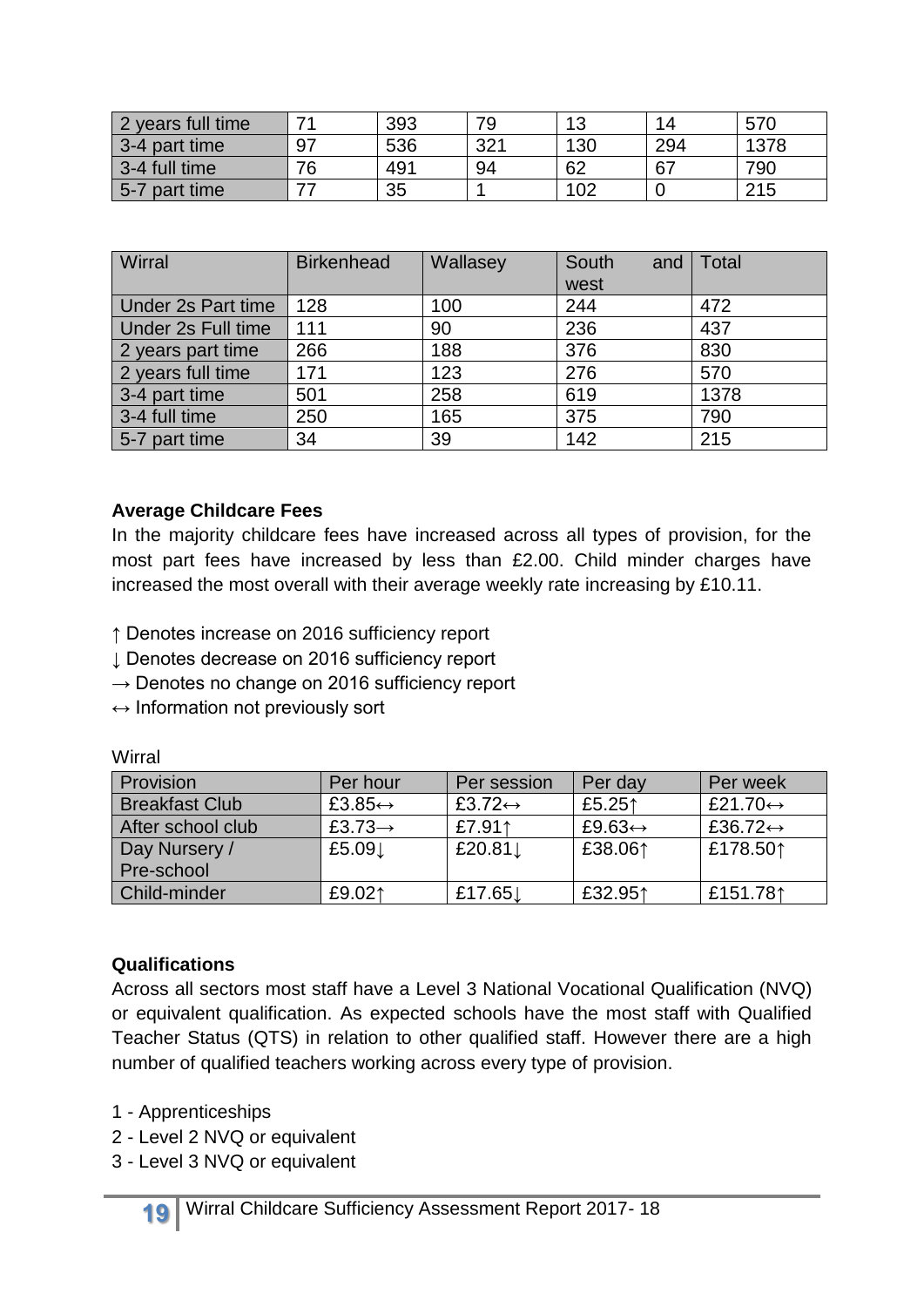| 2 years full time | 71 | 393 | 79 | 13 | 14 | 570 |
|---|---|---|---|---|---|---|
| 3-4 part time | 97 | 536 | 321 | 130 | 294 | 1378 |
| 3-4 full time | 76 | 491 | 94 | 62 | 67 | 790 |
| 5-7 part time | 77 | 35 | 1 | 102 | 0 | 215 |

| Wirral | Birkenhead | Wallasey | South and west | Total |
|---|---|---|---|---|
| Under 2s Part time | 128 | 100 | 244 | 472 |
| Under 2s Full time | 111 | 90 | 236 | 437 |
| 2 years part time | 266 | 188 | 376 | 830 |
| 2 years full time | 171 | 123 | 276 | 570 |
| 3-4 part time | 501 | 258 | 619 | 1378 |
| 3-4 full time | 250 | 165 | 375 | 790 |
| 5-7 part time | 34 | 39 | 142 | 215 |

**Average Childcare Fees**

In the majority childcare fees have increased across all types of provision, for the most part fees have increased by less than £2.00. Child minder charges have increased the most overall with their average weekly rate increasing by £10.11.

↑ Denotes increase on 2016 sufficiency report
↓ Denotes decrease on 2016 sufficiency report
→ Denotes no change on 2016 sufficiency report
↔ Information not previously sort

Wirral

| Provision | Per hour | Per session | Per day | Per week |
|---|---|---|---|---|
| Breakfast Club | £3.85↔ | £3.72↔ | £5.25↑ | £21.70↔ |
| After school club | £3.73→ | £7.91↑ | £9.63↔ | £36.72↔ |
| Day Nursery / Pre-school | £5.09↓ | £20.81↓ | £38.06↑ | £178.50↑ |
| Child-minder | £9.02↑ | £17.65↓ | £32.95↑ | £151.78↑ |

**Qualifications**

Across all sectors most staff have a Level 3 National Vocational Qualification (NVQ) or equivalent qualification. As expected schools have the most staff with Qualified Teacher Status (QTS) in relation to other qualified staff. However there are a high number of qualified teachers working across every type of provision.

1 - Apprenticeships
2 - Level 2 NVQ or equivalent
3 - Level 3 NVQ or equivalent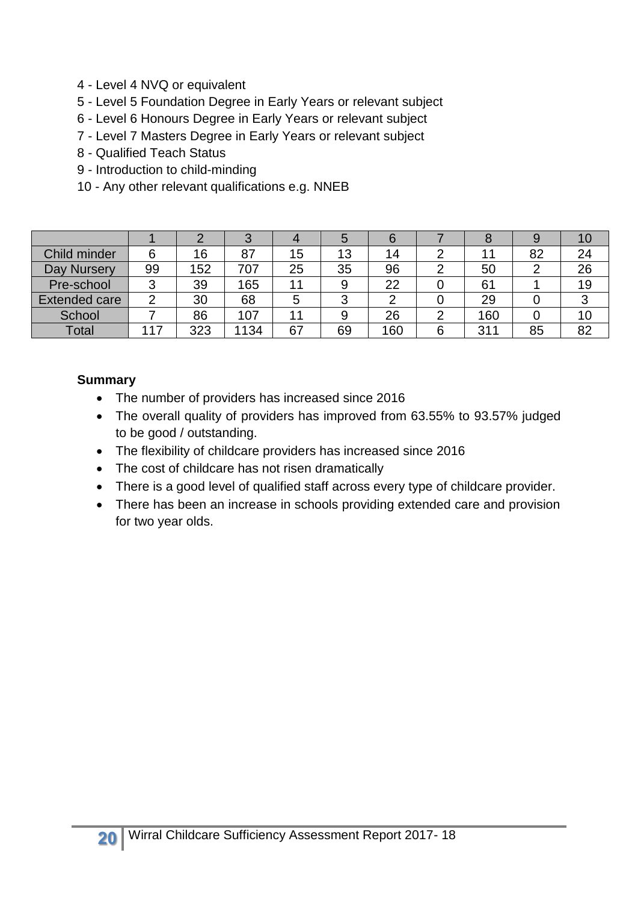4 - Level 4 NVQ or equivalent
5 - Level 5 Foundation Degree in Early Years or relevant subject
6 - Level 6 Honours Degree in Early Years or relevant subject
7 - Level 7 Masters Degree in Early Years or relevant subject
8 - Qualified Teach Status
9 - Introduction to child-minding
10 - Any other relevant qualifications e.g. NNEB

| | 1 | 2 | 3 | 4 | 5 | 6 | 7 | 8 | 9 | 10 |
|---|---|---|---|---|---|---|---|---|---|---|
| Child minder | 6 | 16 | 87 | 15 | 13 | 14 | 2 | 11 | 82 | 24 |
| Day Nursery | 99 | 152 | 707 | 25 | 35 | 96 | 2 | 50 | 2 | 26 |
| Pre-school | 3 | 39 | 165 | 11 | 9 | 22 | 0 | 61 | 1 | 19 |
| Extended care | 2 | 30 | 68 | 5 | 3 | 2 | 0 | 29 | 0 | 3 |
| School | 7 | 86 | 107 | 11 | 9 | 26 | 2 | 160 | 0 | 10 |
| Total | 117 | 323 | 1134 | 67 | 69 | 160 | 6 | 311 | 85 | 82 |

**Summary**

- The number of providers has increased since 2016
- The overall quality of providers has improved from 63.55% to 93.57% judged to be good / outstanding.
- The flexibility of childcare providers has increased since 2016
- The cost of childcare has not risen dramatically
- There is a good level of qualified staff across every type of childcare provider.
- There has been an increase in schools providing extended care and provision for two year olds.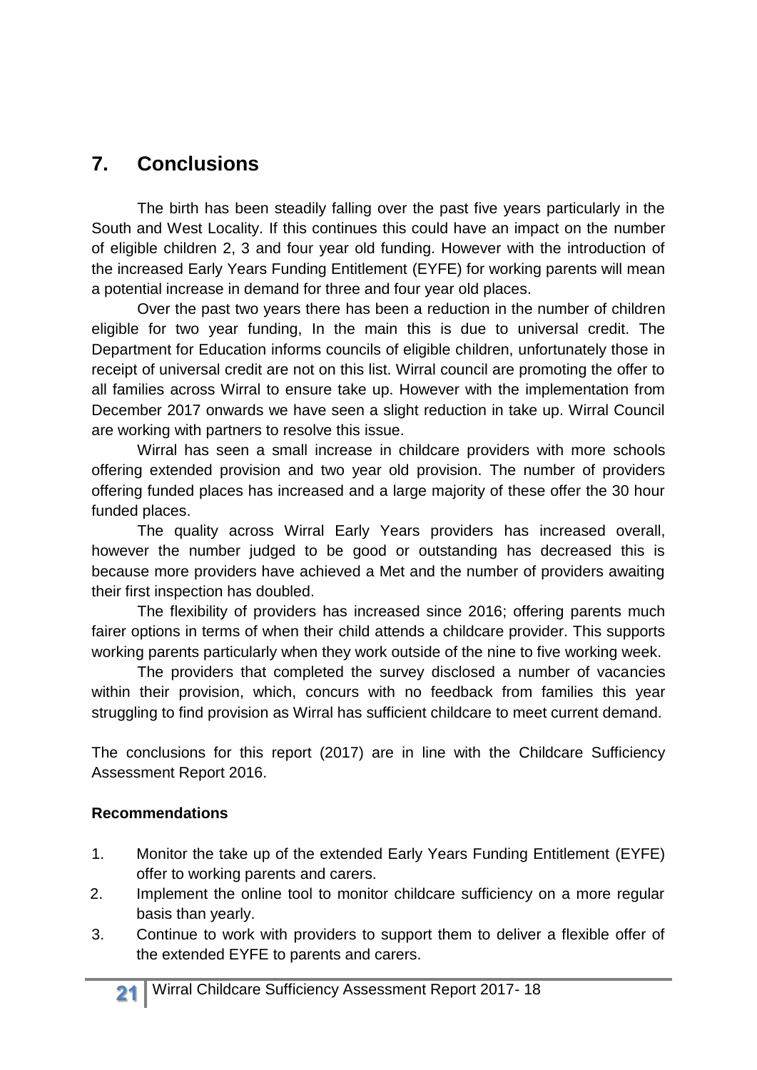## 7. Conclusions

The birth has been steadily falling over the past five years particularly in the South and West Locality. If this continues this could have an impact on the number of eligible children 2, 3 and four year old funding. However with the introduction of the increased Early Years Funding Entitlement (EYFE) for working parents will mean a potential increase in demand for three and four year old places.

Over the past two years there has been a reduction in the number of children eligible for two year funding, In the main this is due to universal credit. The Department for Education informs councils of eligible children, unfortunately those in receipt of universal credit are not on this list. Wirral council are promoting the offer to all families across Wirral to ensure take up. However with the implementation from December 2017 onwards we have seen a slight reduction in take up. Wirral Council are working with partners to resolve this issue.

Wirral has seen a small increase in childcare providers with more schools offering extended provision and two year old provision. The number of providers offering funded places has increased and a large majority of these offer the 30 hour funded places.

The quality across Wirral Early Years providers has increased overall, however the number judged to be good or outstanding has decreased this is because more providers have achieved a Met and the number of providers awaiting their first inspection has doubled.

The flexibility of providers has increased since 2016; offering parents much fairer options in terms of when their child attends a childcare provider. This supports working parents particularly when they work outside of the nine to five working week.

The providers that completed the survey disclosed a number of vacancies within their provision, which, concurs with no feedback from families this year struggling to find provision as Wirral has sufficient childcare to meet current demand.

The conclusions for this report (2017) are in line with the Childcare Sufficiency Assessment Report 2016.

**Recommendations**

1. Monitor the take up of the extended Early Years Funding Entitlement (EYFE) offer to working parents and carers.
2. Implement the online tool to monitor childcare sufficiency on a more regular basis than yearly.
3. Continue to work with providers to support them to deliver a flexible offer of the extended EYFE to parents and carers.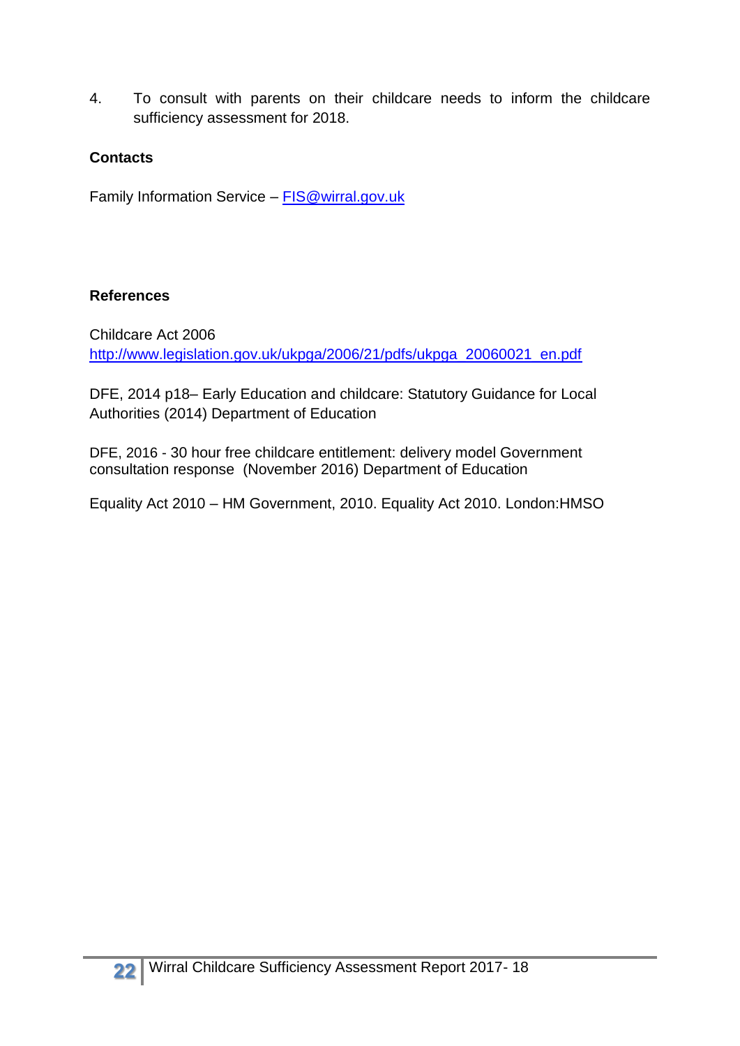4. To consult with parents on their childcare needs to inform the childcare sufficiency assessment for 2018.

**Contacts**

Family Information Service – FIS@wirral.gov.uk

**References**

Childcare Act 2006
http://www.legislation.gov.uk/ukpga/2006/21/pdfs/ukpga_20060021_en.pdf

DFE, 2014 p18– Early Education and childcare: Statutory Guidance for Local Authorities (2014) Department of Education

DFE, 2016 - 30 hour free childcare entitlement: delivery model Government consultation response (November 2016) Department of Education

Equality Act 2010 – HM Government, 2010. Equality Act 2010. London:HMSO